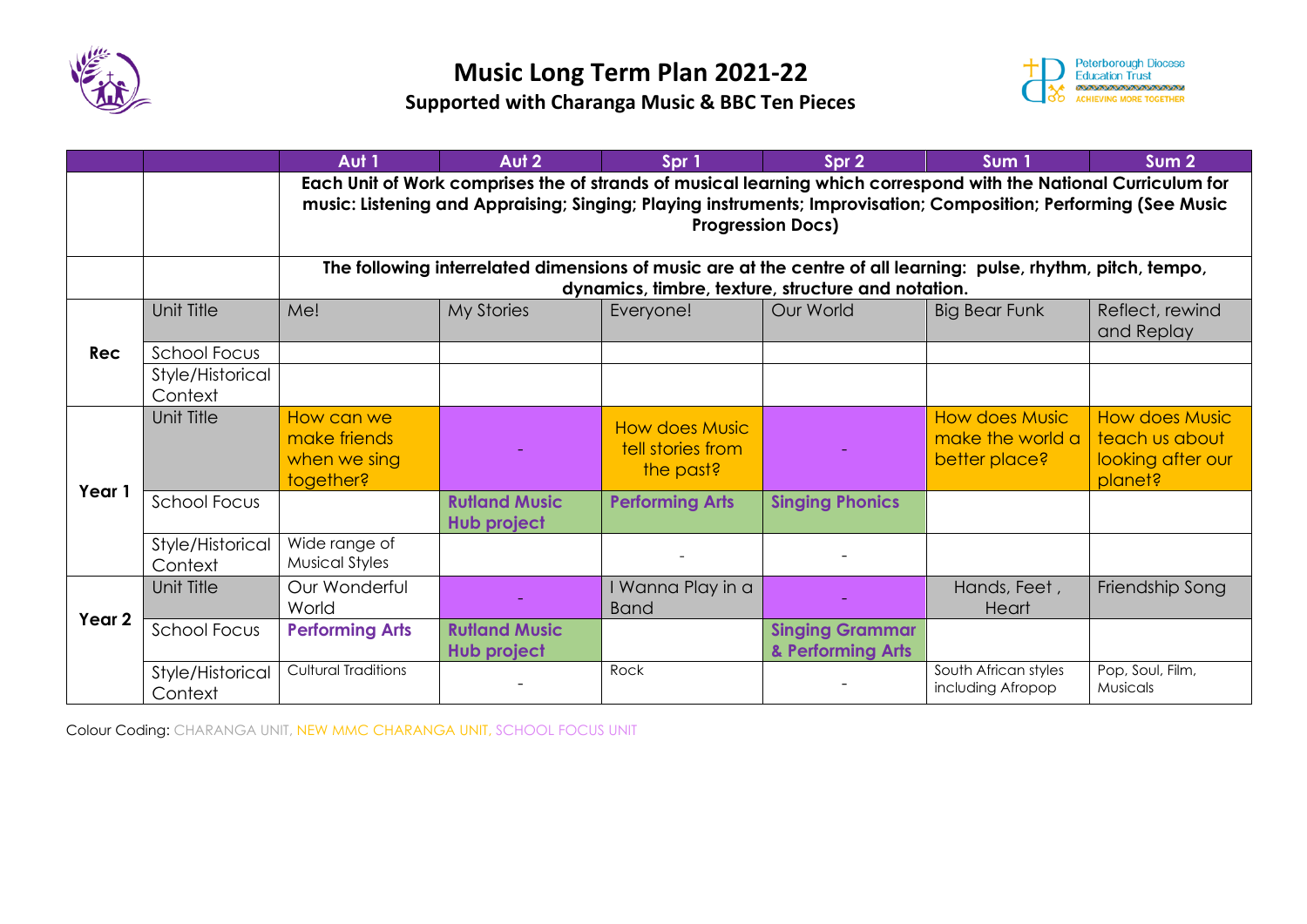# Music Long Term Plan 2021-22

## Supported with Charanga Music & BBC Ten Pieces

| | | Aut 1 | Aut 2 | Spr 1 | Spr 2 | Sum 1 | Sum 2 |
|---|---|---|---|---|---|---|---|
| | | **Each Unit of Work comprises the of strands of musical learning which correspond with the National Curriculum for music: Listening and Appraising; Singing; Playing instruments; Improvisation; Composition; Performing (See Music Progression Docs)** | | | | | |
| | | **The following interrelated dimensions of music are at the centre of all learning: pulse, rhythm, pitch, tempo, dynamics, timbre, texture, structure and notation.** | | | | | |
| **Rec** | Unit Title | Me! | My Stories | Everyone! | Our World | Big Bear Funk | Reflect, rewind and Replay |
| | School Focus | | | | | | |
| | Style/Historical Context | | | | | | |
| **Year 1** | Unit Title | How can we make friends when we sing together? | - | How does Music tell stories from the past? | - | How does Music make the world a better place? | How does Music teach us about looking after our planet? |
| | School Focus | | **Rutland Music Hub project** | **Performing Arts** | **Singing Phonics** | | |
| | Style/Historical Context | Wide range of Musical Styles | | - | - | | |
| **Year 2** | Unit Title | Our Wonderful World | - | I Wanna Play in a Band | - | Hands, Feet , Heart | Friendship Song |
| | School Focus | **Performing Arts** | **Rutland Music Hub project** | | **Singing Grammar & Performing Arts** | | |
| | Style/Historical Context | Cultural Traditions | - | Rock | - | South African styles including Afropop | Pop, Soul, Film, Musicals |

Colour Coding: CHARANGA UNIT, NEW MMC CHARANGA UNIT, SCHOOL FOCUS UNIT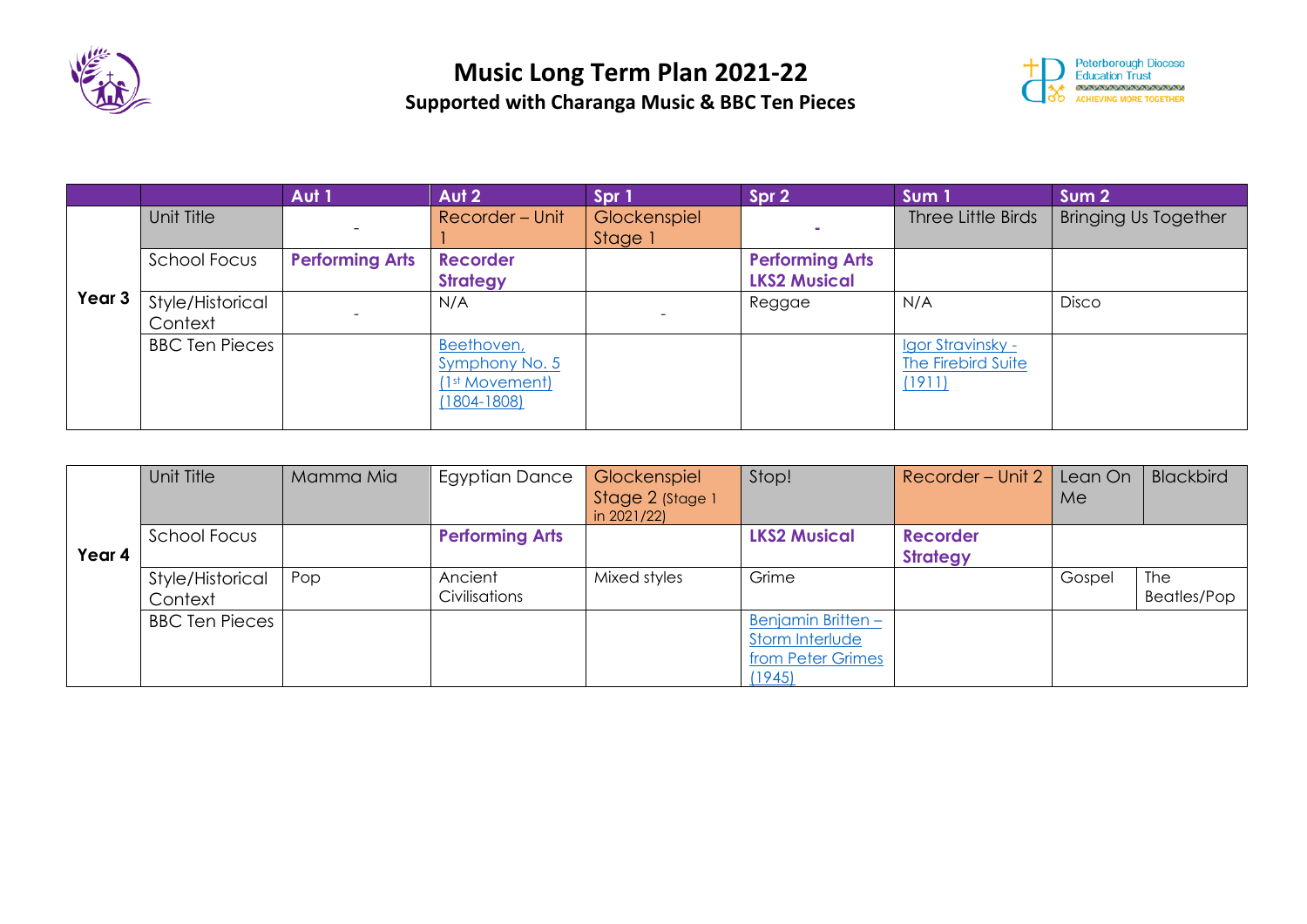# Music Long Term Plan 2021-22

## Supported with Charanga Music & BBC Ten Pieces

| | | Aut 1 | Aut 2 | Spr 1 | Spr 2 | Sum 1 | Sum 2 |
|---|---|---|---|---|---|---|---|
| **Year 3** | Unit Title | - | Recorder – Unit 1 | Glockenspiel Stage 1 | - | Three Little Birds | Bringing Us Together |
| | School Focus | **Performing Arts** | **Recorder Strategy** | | **Performing Arts LKS2 Musical** | | |
| | Style/Historical Context | - | N/A | - | Reggae | N/A | Disco |
| | BBC Ten Pieces | | Beethoven, Symphony No. 5 (1st Movement) (1804-1808) | | | Igor Stravinsky - The Firebird Suite (1911) | |

| | | Aut 1 | Aut 2 | Spr 1 | Spr 2 | Sum 1 | Sum 2 | |
|---|---|---|---|---|---|---|---|---|
| **Year 4** | Unit Title | Mamma Mia | Egyptian Dance | Glockenspiel Stage 2 (Stage 1 in 2021/22) | Stop! | Recorder – Unit 2 | Lean On Me | Blackbird |
| | School Focus | | **Performing Arts** | | **LKS2 Musical** | **Recorder Strategy** | | |
| | Style/Historical Context | Pop | Ancient Civilisations | Mixed styles | Grime | | Gospel | The Beatles/Pop |
| | BBC Ten Pieces | | | | Benjamin Britten – Storm Interlude from Peter Grimes (1945) | | | |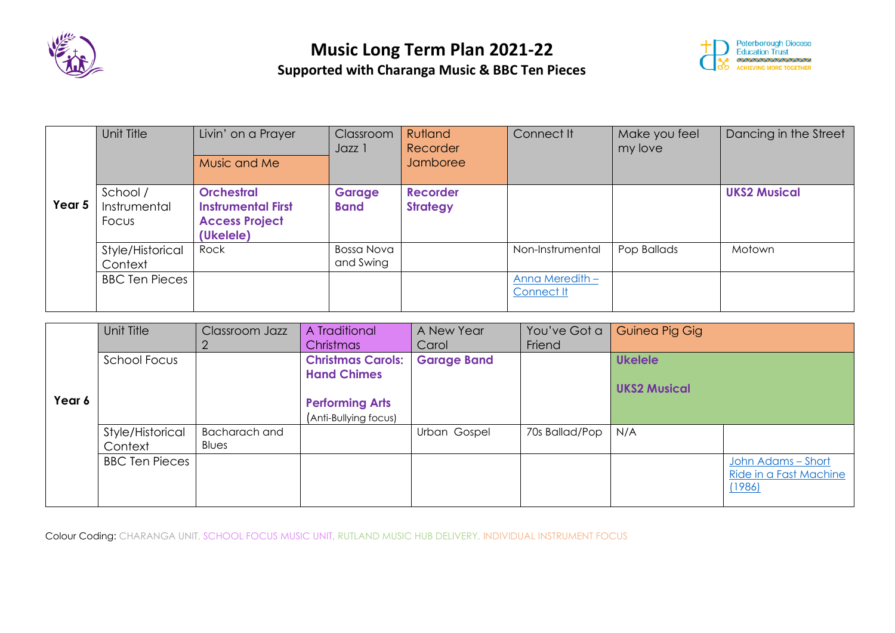# Music Long Term Plan 2021-22

## Supported with Charanga Music & BBC Ten Pieces

| Year 5 | Unit Title | Livin' on a Prayer<br>Music and Me | Classroom Jazz 1 | Rutland Recorder Jamboree | Connect It | Make you feel my love | Dancing in the Street |
|---|---|---|---|---|---|---|---|
| | School / Instrumental Focus | **Orchestral Instrumental First Access Project (Ukelele)** | **Garage Band** | **Recorder Strategy** | | | **UKS2 Musical** |
| | Style/Historical Context | Rock | Bossa Nova and Swing | | Non-Instrumental | Pop Ballads | Motown |
| | BBC Ten Pieces | | | | Anna Meredith – Connect It | | |

| Year 6 | Unit Title | Classroom Jazz 2 | A Traditional Christmas | A New Year Carol | You've Got a Friend | Guinea Pig Gig | |
|---|---|---|---|---|---|---|---|
| | School Focus | | **Christmas Carols: Hand Chimes**<br><br>**Performing Arts**<br>(Anti-Bullying focus) | **Garage Band** | | **Ukelele**<br><br>**UKS2 Musical** | |
| | Style/Historical Context | Bacharach and Blues | | Urban Gospel | 70s Ballad/Pop | N/A | |
| | BBC Ten Pieces | | | | | | John Adams – Short Ride in a Fast Machine (1986) |

Colour Coding: CHARANGA UNIT, SCHOOL FOCUS MUSIC UNIT, RUTLAND MUSIC HUB DELIVERY, INDIVIDUAL INSTRUMENT FOCUS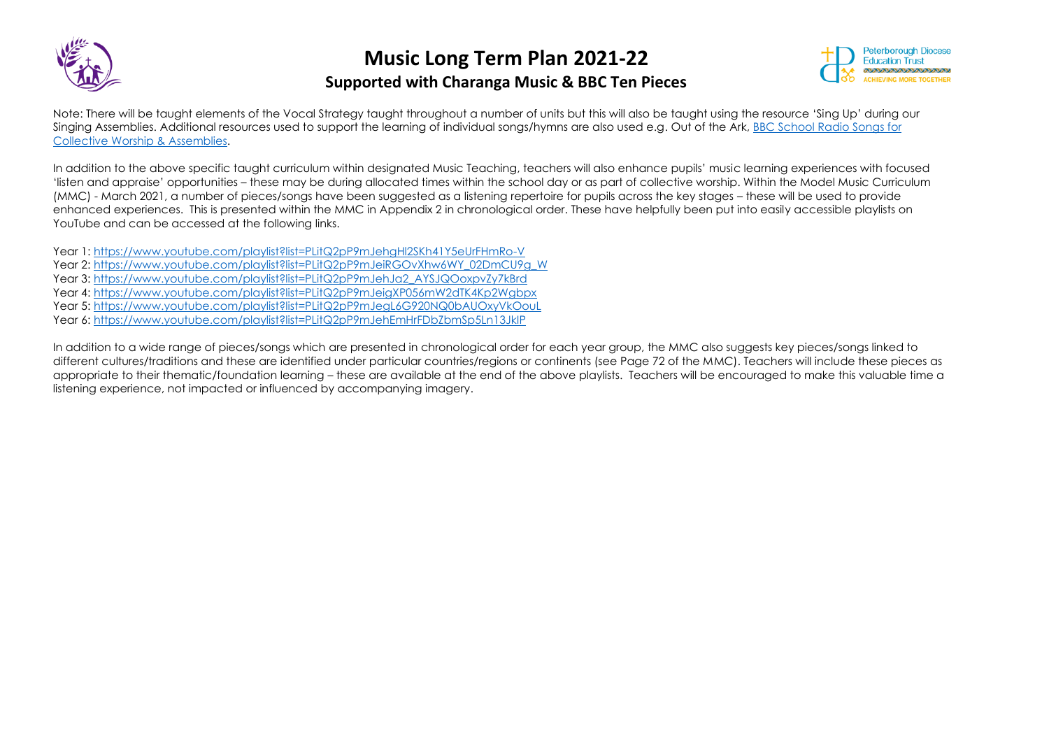# Music Long Term Plan 2021-22

## Supported with Charanga Music & BBC Ten Pieces

Note: There will be taught elements of the Vocal Strategy taught throughout a number of units but this will also be taught using the resource 'Sing Up' during our Singing Assemblies. Additional resources used to support the learning of individual songs/hymns are also used e.g. Out of the Ark, BBC School Radio Songs for Collective Worship & Assemblies.

In addition to the above specific taught curriculum within designated Music Teaching, teachers will also enhance pupils' music learning experiences with focused 'listen and appraise' opportunities – these may be during allocated times within the school day or as part of collective worship. Within the Model Music Curriculum (MMC) - March 2021, a number of pieces/songs have been suggested as a listening repertoire for pupils across the key stages – these will be used to provide enhanced experiences. This is presented within the MMC in Appendix 2 in chronological order. These have helpfully been put into easily accessible playlists on YouTube and can be accessed at the following links.

Year 1: https://www.youtube.com/playlist?list=PLitQ2pP9mJehgHl2SKh41Y5eUrFHmRo-V
Year 2: https://www.youtube.com/playlist?list=PLitQ2pP9mJeiRGOvXhw6WY_02DmCU9g_W
Year 3: https://www.youtube.com/playlist?list=PLitQ2pP9mJehJa2_AYSJQOoxpvZy7kBrd
Year 4: https://www.youtube.com/playlist?list=PLitQ2pP9mJeigXP056mW2dTK4Kp2Wgbpx
Year 5: https://www.youtube.com/playlist?list=PLitQ2pP9mJegL6G920NQ0bAUOxyVkOouL
Year 6: https://www.youtube.com/playlist?list=PLitQ2pP9mJehEmHrFDbZbmSp5Ln13JkIP

In addition to a wide range of pieces/songs which are presented in chronological order for each year group, the MMC also suggests key pieces/songs linked to different cultures/traditions and these are identified under particular countries/regions or continents (see Page 72 of the MMC). Teachers will include these pieces as appropriate to their thematic/foundation learning – these are available at the end of the above playlists. Teachers will be encouraged to make this valuable time a listening experience, not impacted or influenced by accompanying imagery.